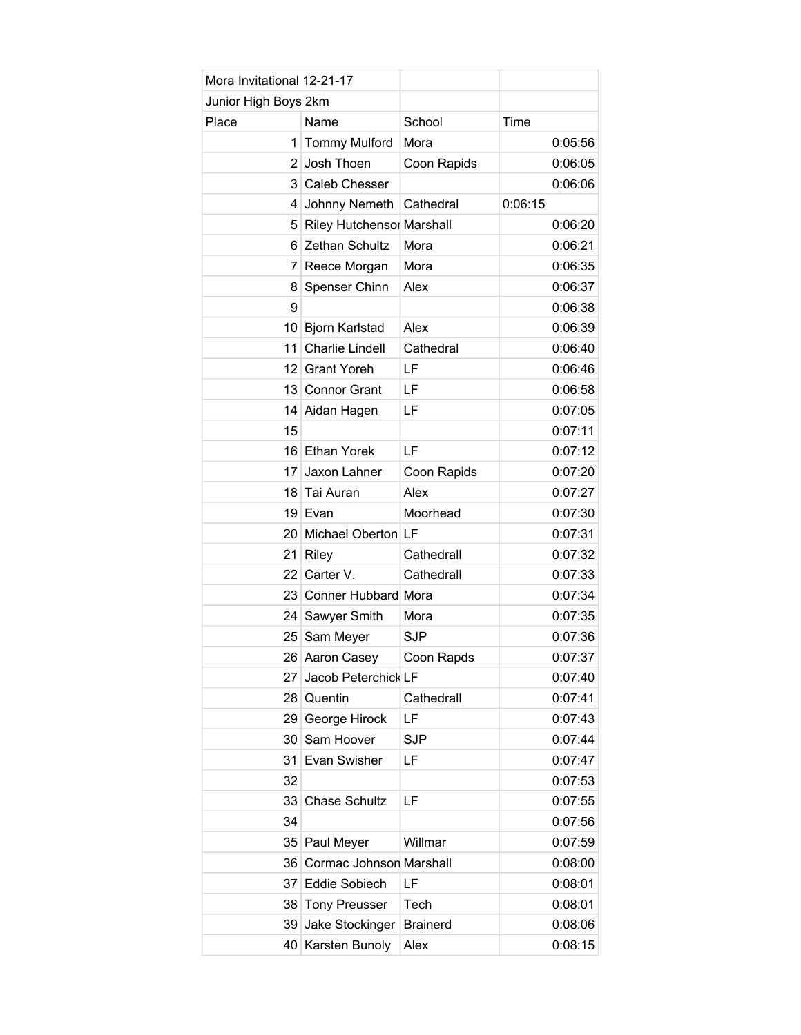| Mora Invitational 12-21-17 | | | |
|---|---|---|---|
| Junior High Boys 2km | | | |
| Place | Name | School | Time |
| 1 | Tommy Mulford | Mora | 0:05:56 |
| 2 | Josh Thoen | Coon Rapids | 0:06:05 |
| 3 | Caleb Chesser | | 0:06:06 |
| 4 | Johnny Nemeth | Cathedral | 0:06:15 |
| 5 | Riley Hutchenson | Marshall | 0:06:20 |
| 6 | Zethan Schultz | Mora | 0:06:21 |
| 7 | Reece Morgan | Mora | 0:06:35 |
| 8 | Spenser Chinn | Alex | 0:06:37 |
| 9 | | | 0:06:38 |
| 10 | Bjorn Karlstad | Alex | 0:06:39 |
| 11 | Charlie Lindell | Cathedral | 0:06:40 |
| 12 | Grant Yoreh | LF | 0:06:46 |
| 13 | Connor Grant | LF | 0:06:58 |
| 14 | Aidan Hagen | LF | 0:07:05 |
| 15 | | | 0:07:11 |
| 16 | Ethan Yorek | LF | 0:07:12 |
| 17 | Jaxon Lahner | Coon Rapids | 0:07:20 |
| 18 | Tai Auran | Alex | 0:07:27 |
| 19 | Evan | Moorhead | 0:07:30 |
| 20 | Michael Oberton | LF | 0:07:31 |
| 21 | Riley | Cathedrall | 0:07:32 |
| 22 | Carter V. | Cathedrall | 0:07:33 |
| 23 | Conner Hubbard | Mora | 0:07:34 |
| 24 | Sawyer Smith | Mora | 0:07:35 |
| 25 | Sam Meyer | SJP | 0:07:36 |
| 26 | Aaron Casey | Coon Rapds | 0:07:37 |
| 27 | Jacob Peterchick | LF | 0:07:40 |
| 28 | Quentin | Cathedrall | 0:07:41 |
| 29 | George Hirock | LF | 0:07:43 |
| 30 | Sam Hoover | SJP | 0:07:44 |
| 31 | Evan Swisher | LF | 0:07:47 |
| 32 | | | 0:07:53 |
| 33 | Chase Schultz | LF | 0:07:55 |
| 34 | | | 0:07:56 |
| 35 | Paul Meyer | Willmar | 0:07:59 |
| 36 | Cormac Johnson | Marshall | 0:08:00 |
| 37 | Eddie Sobiech | LF | 0:08:01 |
| 38 | Tony Preusser | Tech | 0:08:01 |
| 39 | Jake Stockinger | Brainerd | 0:08:06 |
| 40 | Karsten Bunoly | Alex | 0:08:15 |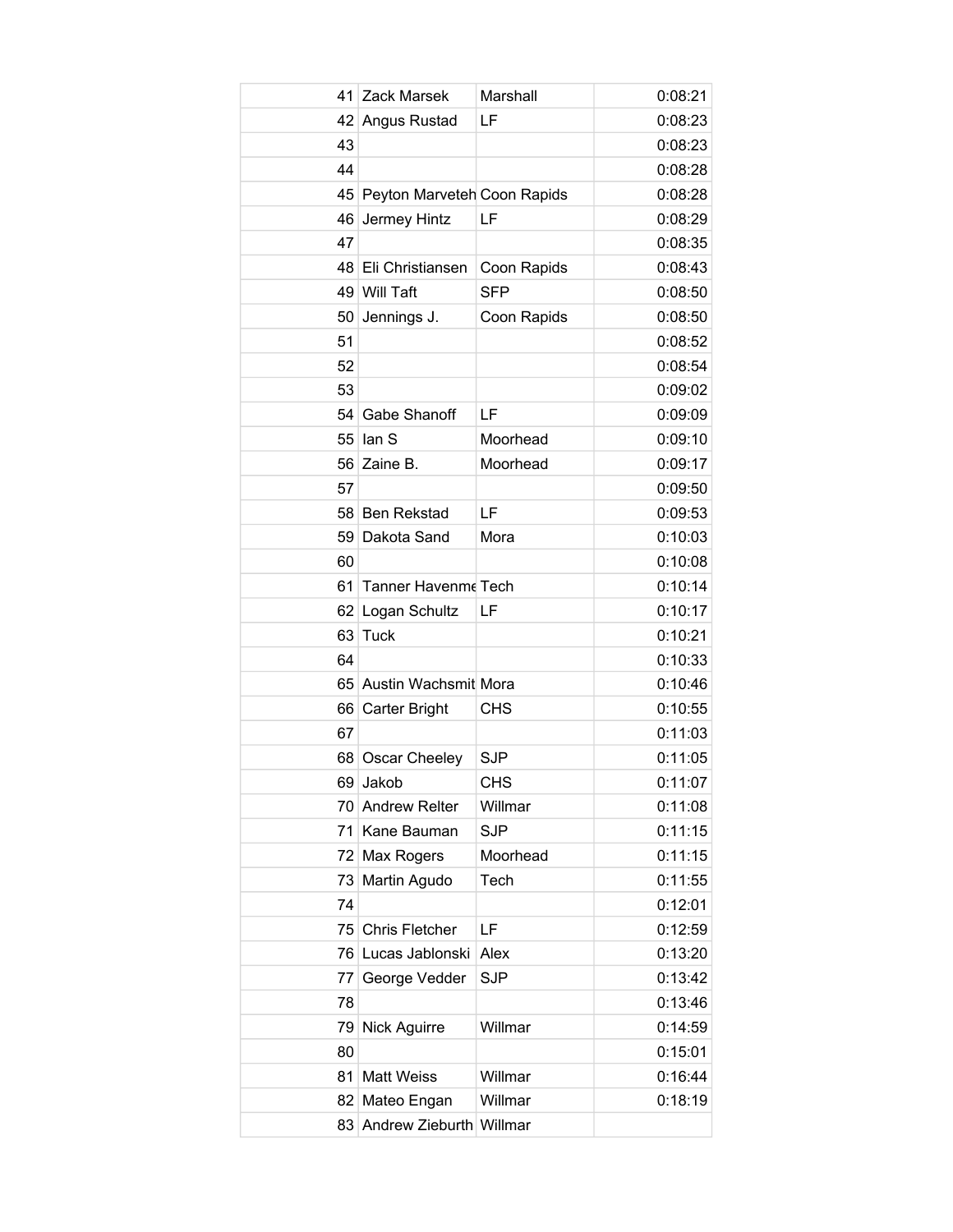| | | | |
|---|---|---|---|
| 41 | Zack Marsek | Marshall | 0:08:21 |
| 42 | Angus Rustad | LF | 0:08:23 |
| 43 | | | 0:08:23 |
| 44 | | | 0:08:28 |
| 45 | Peyton Marveteh | Coon Rapids | 0:08:28 |
| 46 | Jermey Hintz | LF | 0:08:29 |
| 47 | | | 0:08:35 |
| 48 | Eli Christiansen | Coon Rapids | 0:08:43 |
| 49 | Will Taft | SFP | 0:08:50 |
| 50 | Jennings J. | Coon Rapids | 0:08:50 |
| 51 | | | 0:08:52 |
| 52 | | | 0:08:54 |
| 53 | | | 0:09:02 |
| 54 | Gabe Shanoff | LF | 0:09:09 |
| 55 | Ian S | Moorhead | 0:09:10 |
| 56 | Zaine B. | Moorhead | 0:09:17 |
| 57 | | | 0:09:50 |
| 58 | Ben Rekstad | LF | 0:09:53 |
| 59 | Dakota Sand | Mora | 0:10:03 |
| 60 | | | 0:10:08 |
| 61 | Tanner Havenme | Tech | 0:10:14 |
| 62 | Logan Schultz | LF | 0:10:17 |
| 63 | Tuck | | 0:10:21 |
| 64 | | | 0:10:33 |
| 65 | Austin Wachsmit | Mora | 0:10:46 |
| 66 | Carter Bright | CHS | 0:10:55 |
| 67 | | | 0:11:03 |
| 68 | Oscar Cheeley | SJP | 0:11:05 |
| 69 | Jakob | CHS | 0:11:07 |
| 70 | Andrew Relter | Willmar | 0:11:08 |
| 71 | Kane Bauman | SJP | 0:11:15 |
| 72 | Max Rogers | Moorhead | 0:11:15 |
| 73 | Martin Agudo | Tech | 0:11:55 |
| 74 | | | 0:12:01 |
| 75 | Chris Fletcher | LF | 0:12:59 |
| 76 | Lucas Jablonski | Alex | 0:13:20 |
| 77 | George Vedder | SJP | 0:13:42 |
| 78 | | | 0:13:46 |
| 79 | Nick Aguirre | Willmar | 0:14:59 |
| 80 | | | 0:15:01 |
| 81 | Matt Weiss | Willmar | 0:16:44 |
| 82 | Mateo Engan | Willmar | 0:18:19 |
| 83 | Andrew Zieburth | Willmar | |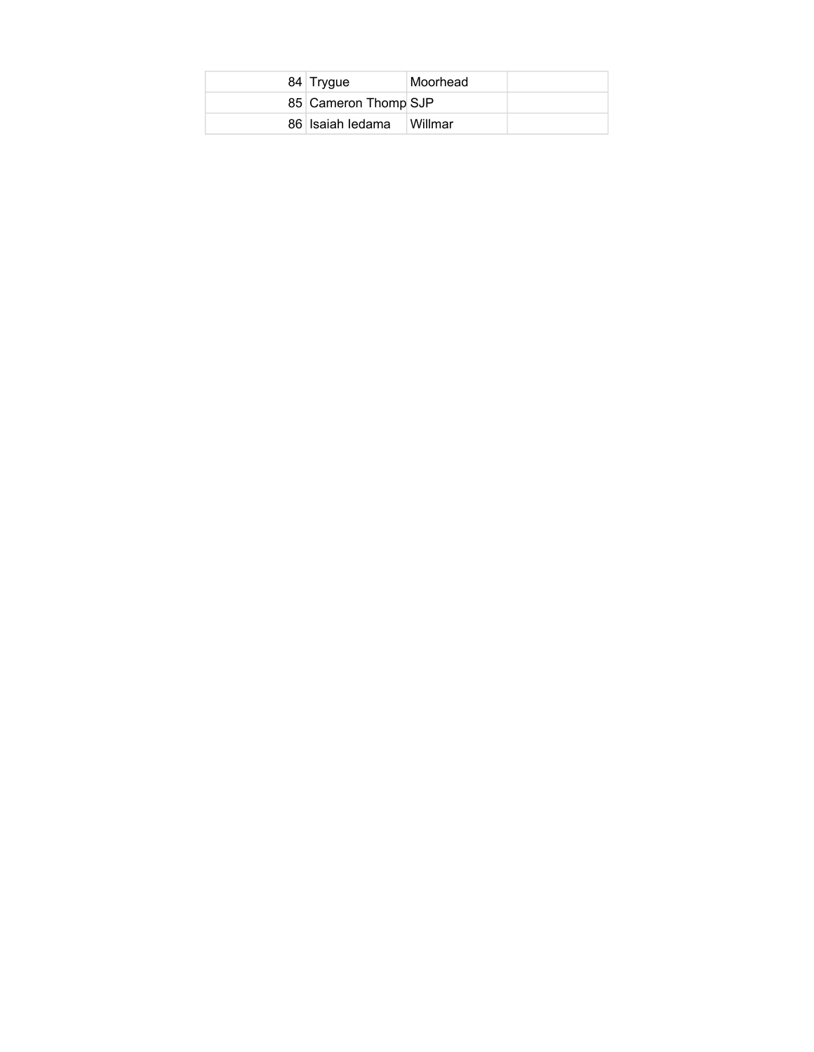| | | | |
|---|---|---|---|
| 84 | Trygue | Moorhead | |
| 85 | Cameron Thomp | SJP | |
| 86 | Isaiah Iedama | Willmar | |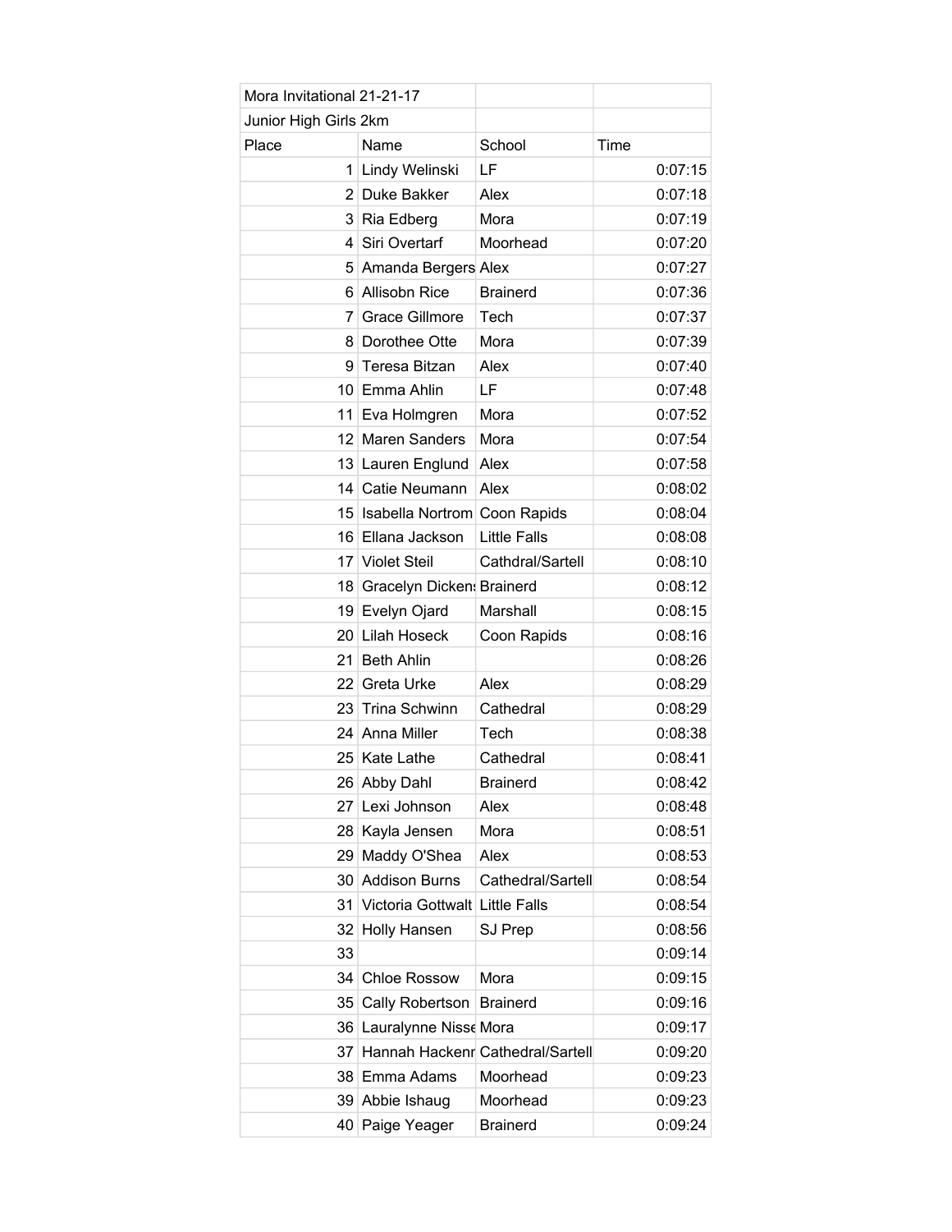| Mora Invitational 21-21-17 | | | |
|---|---|---|---|
| Junior High Girls 2km | | | |
| Place | Name | School | Time |
| 1 | Lindy Welinski | LF | 0:07:15 |
| 2 | Duke Bakker | Alex | 0:07:18 |
| 3 | Ria Edberg | Mora | 0:07:19 |
| 4 | Siri Overtarf | Moorhead | 0:07:20 |
| 5 | Amanda Bergers | Alex | 0:07:27 |
| 6 | Allisobn Rice | Brainerd | 0:07:36 |
| 7 | Grace Gillmore | Tech | 0:07:37 |
| 8 | Dorothee Otte | Mora | 0:07:39 |
| 9 | Teresa Bitzan | Alex | 0:07:40 |
| 10 | Emma Ahlin | LF | 0:07:48 |
| 11 | Eva Holmgren | Mora | 0:07:52 |
| 12 | Maren Sanders | Mora | 0:07:54 |
| 13 | Lauren Englund | Alex | 0:07:58 |
| 14 | Catie Neumann | Alex | 0:08:02 |
| 15 | Isabella Nortrom | Coon Rapids | 0:08:04 |
| 16 | Ellana Jackson | Little Falls | 0:08:08 |
| 17 | Violet Steil | Cathdral/Sartell | 0:08:10 |
| 18 | Gracelyn Dickens | Brainerd | 0:08:12 |
| 19 | Evelyn Ojard | Marshall | 0:08:15 |
| 20 | Lilah Hoseck | Coon Rapids | 0:08:16 |
| 21 | Beth Ahlin | | 0:08:26 |
| 22 | Greta Urke | Alex | 0:08:29 |
| 23 | Trina Schwinn | Cathedral | 0:08:29 |
| 24 | Anna Miller | Tech | 0:08:38 |
| 25 | Kate Lathe | Cathedral | 0:08:41 |
| 26 | Abby Dahl | Brainerd | 0:08:42 |
| 27 | Lexi Johnson | Alex | 0:08:48 |
| 28 | Kayla Jensen | Mora | 0:08:51 |
| 29 | Maddy O'Shea | Alex | 0:08:53 |
| 30 | Addison Burns | Cathedral/Sartell | 0:08:54 |
| 31 | Victoria Gottwalt | Little Falls | 0:08:54 |
| 32 | Holly Hansen | SJ Prep | 0:08:56 |
| 33 | | | 0:09:14 |
| 34 | Chloe Rossow | Mora | 0:09:15 |
| 35 | Cally Robertson | Brainerd | 0:09:16 |
| 36 | Lauralynne Nisse | Mora | 0:09:17 |
| 37 | Hannah Hackenr | Cathedral/Sartell | 0:09:20 |
| 38 | Emma Adams | Moorhead | 0:09:23 |
| 39 | Abbie Ishaug | Moorhead | 0:09:23 |
| 40 | Paige Yeager | Brainerd | 0:09:24 |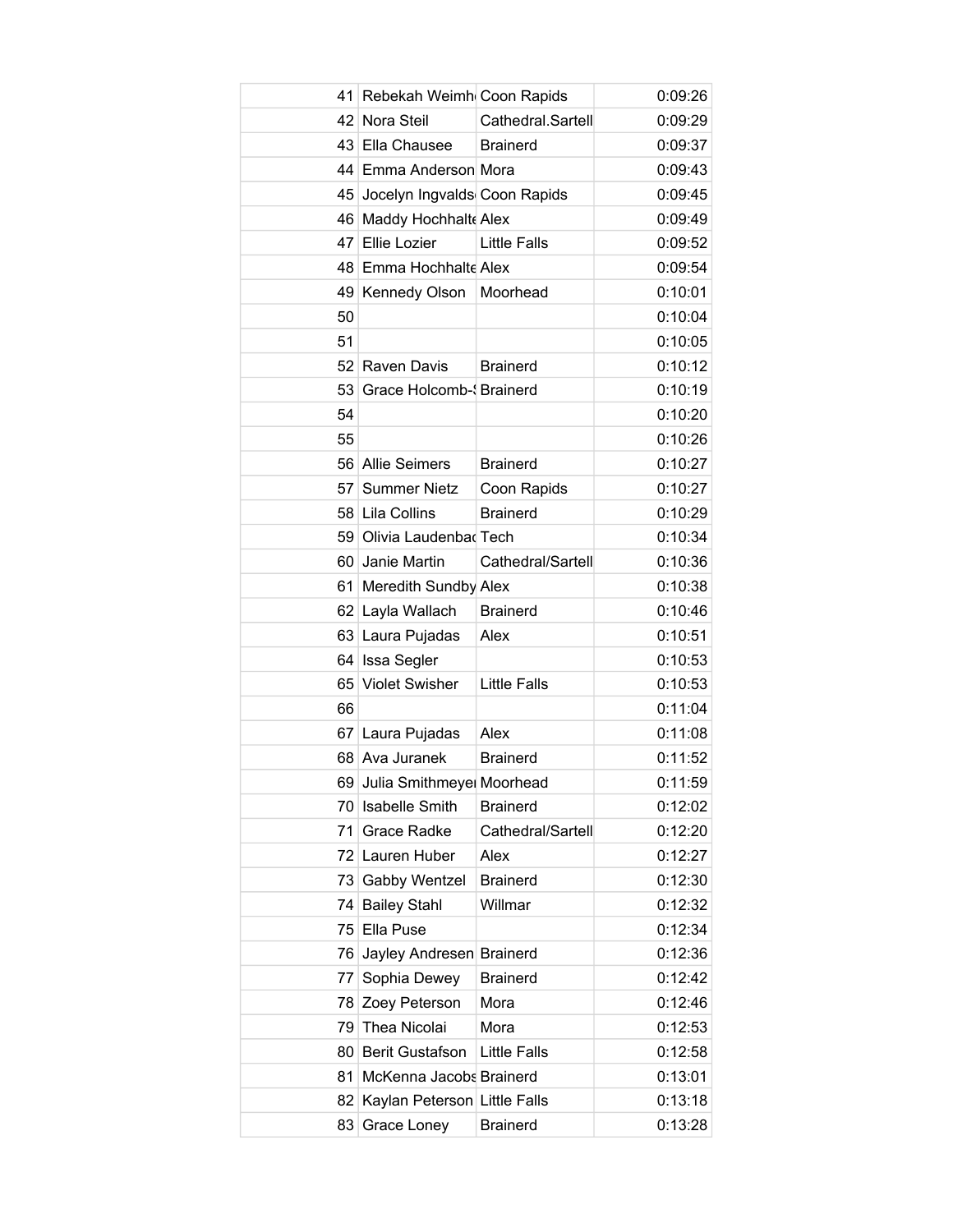| | | | |
|---|---|---|---|
| 41 | Rebekah Weimh | Coon Rapids | 0:09:26 |
| 42 | Nora Steil | Cathedral.Sartell | 0:09:29 |
| 43 | Ella Chausee | Brainerd | 0:09:37 |
| 44 | Emma Anderson | Mora | 0:09:43 |
| 45 | Jocelyn Ingvalds | Coon Rapids | 0:09:45 |
| 46 | Maddy Hochhalte | Alex | 0:09:49 |
| 47 | Ellie Lozier | Little Falls | 0:09:52 |
| 48 | Emma Hochhalte | Alex | 0:09:54 |
| 49 | Kennedy Olson | Moorhead | 0:10:01 |
| 50 | | | 0:10:04 |
| 51 | | | 0:10:05 |
| 52 | Raven Davis | Brainerd | 0:10:12 |
| 53 | Grace Holcomb-S | Brainerd | 0:10:19 |
| 54 | | | 0:10:20 |
| 55 | | | 0:10:26 |
| 56 | Allie Seimers | Brainerd | 0:10:27 |
| 57 | Summer Nietz | Coon Rapids | 0:10:27 |
| 58 | Lila Collins | Brainerd | 0:10:29 |
| 59 | Olivia Laudenbac | Tech | 0:10:34 |
| 60 | Janie Martin | Cathedral/Sartell | 0:10:36 |
| 61 | Meredith Sundby | Alex | 0:10:38 |
| 62 | Layla Wallach | Brainerd | 0:10:46 |
| 63 | Laura Pujadas | Alex | 0:10:51 |
| 64 | Issa Segler | | 0:10:53 |
| 65 | Violet Swisher | Little Falls | 0:10:53 |
| 66 | | | 0:11:04 |
| 67 | Laura Pujadas | Alex | 0:11:08 |
| 68 | Ava Juranek | Brainerd | 0:11:52 |
| 69 | Julia Smithmeyer | Moorhead | 0:11:59 |
| 70 | Isabelle Smith | Brainerd | 0:12:02 |
| 71 | Grace Radke | Cathedral/Sartell | 0:12:20 |
| 72 | Lauren Huber | Alex | 0:12:27 |
| 73 | Gabby Wentzel | Brainerd | 0:12:30 |
| 74 | Bailey Stahl | Willmar | 0:12:32 |
| 75 | Ella Puse | | 0:12:34 |
| 76 | Jayley Andresen | Brainerd | 0:12:36 |
| 77 | Sophia Dewey | Brainerd | 0:12:42 |
| 78 | Zoey Peterson | Mora | 0:12:46 |
| 79 | Thea Nicolai | Mora | 0:12:53 |
| 80 | Berit Gustafson | Little Falls | 0:12:58 |
| 81 | McKenna Jacobs | Brainerd | 0:13:01 |
| 82 | Kaylan Peterson | Little Falls | 0:13:18 |
| 83 | Grace Loney | Brainerd | 0:13:28 |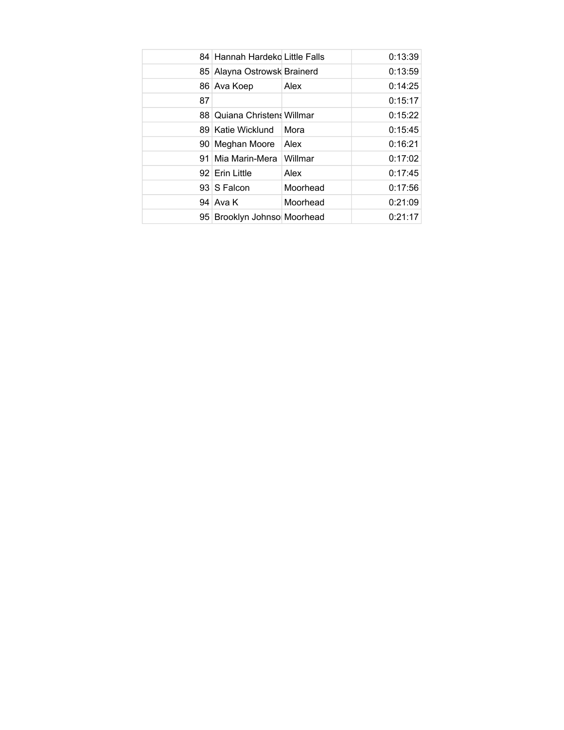| | | | |
|---|---|---|---|
| 84 | Hannah Hardeko | Little Falls | 0:13:39 |
| 85 | Alayna Ostrowsk | Brainerd | 0:13:59 |
| 86 | Ava Koep | Alex | 0:14:25 |
| 87 | | | 0:15:17 |
| 88 | Quiana Christens | Willmar | 0:15:22 |
| 89 | Katie Wicklund | Mora | 0:15:45 |
| 90 | Meghan Moore | Alex | 0:16:21 |
| 91 | Mia Marin-Mera | Willmar | 0:17:02 |
| 92 | Erin Little | Alex | 0:17:45 |
| 93 | S Falcon | Moorhead | 0:17:56 |
| 94 | Ava K | Moorhead | 0:21:09 |
| 95 | Brooklyn Johnso | Moorhead | 0:21:17 |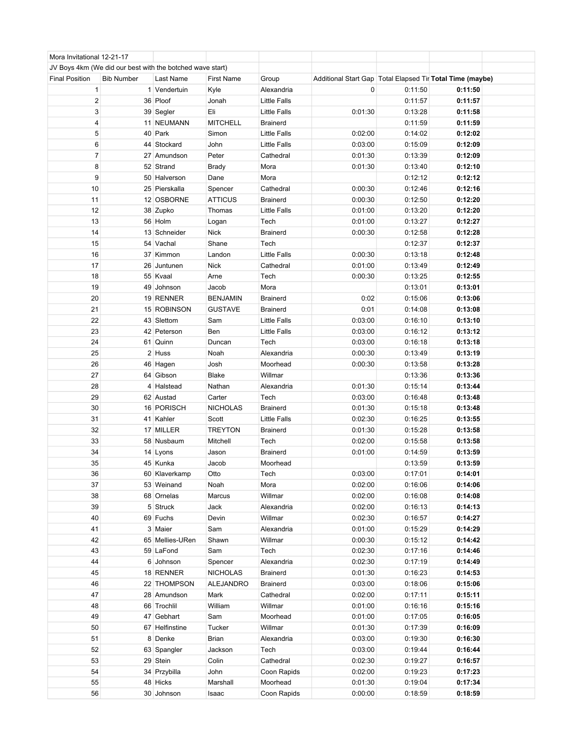Mora Invitational 12-21-17

JV Boys 4km (We did our best with the botched wave start)

| Final Position | Bib Number | Last Name | First Name | Group | Additional Start Gap | Total Elapsed Tir | Total Time (maybe) |
|---|---|---|---|---|---|---|---|
| 1 | 1 | Vendertuin | Kyle | Alexandria | 0 | 0:11:50 | **0:11:50** |
| 2 | 36 | Ploof | Jonah | Little Falls | | 0:11:57 | **0:11:57** |
| 3 | 39 | Segler | Eli | Little Falls | 0:01:30 | 0:13:28 | **0:11:58** |
| 4 | 11 | NEUMANN | MITCHELL | Brainerd | | 0:11:59 | **0:11:59** |
| 5 | 40 | Park | Simon | Little Falls | 0:02:00 | 0:14:02 | **0:12:02** |
| 6 | 44 | Stockard | John | Little Falls | 0:03:00 | 0:15:09 | **0:12:09** |
| 7 | 27 | Amundson | Peter | Cathedral | 0:01:30 | 0:13:39 | **0:12:09** |
| 8 | 52 | Strand | Brady | Mora | 0:01:30 | 0:13:40 | **0:12:10** |
| 9 | 50 | Halverson | Dane | Mora | | 0:12:12 | **0:12:12** |
| 10 | 25 | Pierskalla | Spencer | Cathedral | 0:00:30 | 0:12:46 | **0:12:16** |
| 11 | 12 | OSBORNE | ATTICUS | Brainerd | 0:00:30 | 0:12:50 | **0:12:20** |
| 12 | 38 | Zupko | Thomas | Little Falls | 0:01:00 | 0:13:20 | **0:12:20** |
| 13 | 56 | Holm | Logan | Tech | 0:01:00 | 0:13:27 | **0:12:27** |
| 14 | 13 | Schneider | Nick | Brainerd | 0:00:30 | 0:12:58 | **0:12:28** |
| 15 | 54 | Vachal | Shane | Tech | | 0:12:37 | **0:12:37** |
| 16 | 37 | Kimmon | Landon | Little Falls | 0:00:30 | 0:13:18 | **0:12:48** |
| 17 | 26 | Juntunen | Nick | Cathedral | 0:01:00 | 0:13:49 | **0:12:49** |
| 18 | 55 | Kvaal | Arne | Tech | 0:00:30 | 0:13:25 | **0:12:55** |
| 19 | 49 | Johnson | Jacob | Mora | | 0:13:01 | **0:13:01** |
| 20 | 19 | RENNER | BENJAMIN | Brainerd | 0:02 | 0:15:06 | **0:13:06** |
| 21 | 15 | ROBINSON | GUSTAVE | Brainerd | 0:01 | 0:14:08 | **0:13:08** |
| 22 | 43 | Slettom | Sam | Little Falls | 0:03:00 | 0:16:10 | **0:13:10** |
| 23 | 42 | Peterson | Ben | Little Falls | 0:03:00 | 0:16:12 | **0:13:12** |
| 24 | 61 | Quinn | Duncan | Tech | 0:03:00 | 0:16:18 | **0:13:18** |
| 25 | 2 | Huss | Noah | Alexandria | 0:00:30 | 0:13:49 | **0:13:19** |
| 26 | 46 | Hagen | Josh | Moorhead | 0:00:30 | 0:13:58 | **0:13:28** |
| 27 | 64 | Gibson | Blake | Willmar | | 0:13:36 | **0:13:36** |
| 28 | 4 | Halstead | Nathan | Alexandria | 0:01:30 | 0:15:14 | **0:13:44** |
| 29 | 62 | Austad | Carter | Tech | 0:03:00 | 0:16:48 | **0:13:48** |
| 30 | 16 | PORISCH | NICHOLAS | Brainerd | 0:01:30 | 0:15:18 | **0:13:48** |
| 31 | 41 | Kahler | Scott | Little Falls | 0:02:30 | 0:16:25 | **0:13:55** |
| 32 | 17 | MILLER | TREYTON | Brainerd | 0:01:30 | 0:15:28 | **0:13:58** |
| 33 | 58 | Nusbaum | Mitchell | Tech | 0:02:00 | 0:15:58 | **0:13:58** |
| 34 | 14 | Lyons | Jason | Brainerd | 0:01:00 | 0:14:59 | **0:13:59** |
| 35 | 45 | Kunka | Jacob | Moorhead | | 0:13:59 | **0:13:59** |
| 36 | 60 | Klaverkamp | Otto | Tech | 0:03:00 | 0:17:01 | **0:14:01** |
| 37 | 53 | Weinand | Noah | Mora | 0:02:00 | 0:16:06 | **0:14:06** |
| 38 | 68 | Ornelas | Marcus | Willmar | 0:02:00 | 0:16:08 | **0:14:08** |
| 39 | 5 | Struck | Jack | Alexandria | 0:02:00 | 0:16:13 | **0:14:13** |
| 40 | 69 | Fuchs | Devin | Willmar | 0:02:30 | 0:16:57 | **0:14:27** |
| 41 | 3 | Maier | Sam | Alexandria | 0:01:00 | 0:15:29 | **0:14:29** |
| 42 | 65 | Mellies-URen | Shawn | Willmar | 0:00:30 | 0:15:12 | **0:14:42** |
| 43 | 59 | LaFond | Sam | Tech | 0:02:30 | 0:17:16 | **0:14:46** |
| 44 | 6 | Johnson | Spencer | Alexandria | 0:02:30 | 0:17:19 | **0:14:49** |
| 45 | 18 | RENNER | NICHOLAS | Brainerd | 0:01:30 | 0:16:23 | **0:14:53** |
| 46 | 22 | THOMPSON | ALEJANDRO | Brainerd | 0:03:00 | 0:18:06 | **0:15:06** |
| 47 | 28 | Amundson | Mark | Cathedral | 0:02:00 | 0:17:11 | **0:15:11** |
| 48 | 66 | Trochlil | William | Willmar | 0:01:00 | 0:16:16 | **0:15:16** |
| 49 | 47 | Gebhart | Sam | Moorhead | 0:01:00 | 0:17:05 | **0:16:05** |
| 50 | 67 | Helfinstine | Tucker | Willmar | 0:01:30 | 0:17:39 | **0:16:09** |
| 51 | 8 | Denke | Brian | Alexandria | 0:03:00 | 0:19:30 | **0:16:30** |
| 52 | 63 | Spangler | Jackson | Tech | 0:03:00 | 0:19:44 | **0:16:44** |
| 53 | 29 | Stein | Colin | Cathedral | 0:02:30 | 0:19:27 | **0:16:57** |
| 54 | 34 | Przybilla | John | Coon Rapids | 0:02:00 | 0:19:23 | **0:17:23** |
| 55 | 48 | Hicks | Marshall | Moorhead | 0:01:30 | 0:19:04 | **0:17:34** |
| 56 | 30 | Johnson | Isaac | Coon Rapids | 0:00:00 | 0:18:59 | **0:18:59** |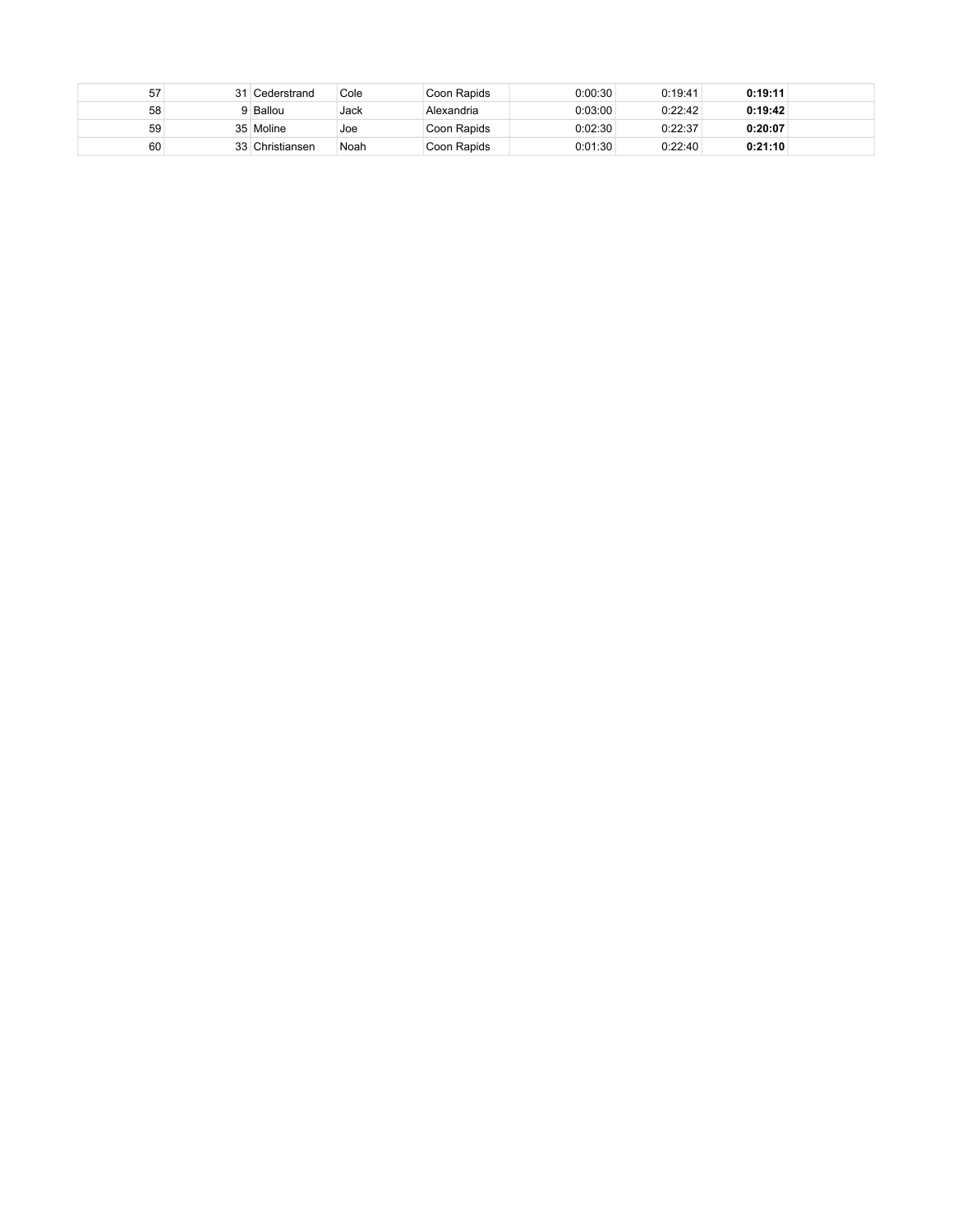| | | | | | | | | |
|---|---|---|---|---|---|---|---|---|
| 57 | 31 | Cederstrand | Cole | Coon Rapids | 0:00:30 | 0:19:41 | **0:19:11** | |
| 58 | 9 | Ballou | Jack | Alexandria | 0:03:00 | 0:22:42 | **0:19:42** | |
| 59 | 35 | Moline | Joe | Coon Rapids | 0:02:30 | 0:22:37 | **0:20:07** | |
| 60 | 33 | Christiansen | Noah | Coon Rapids | 0:01:30 | 0:22:40 | **0:21:10** | |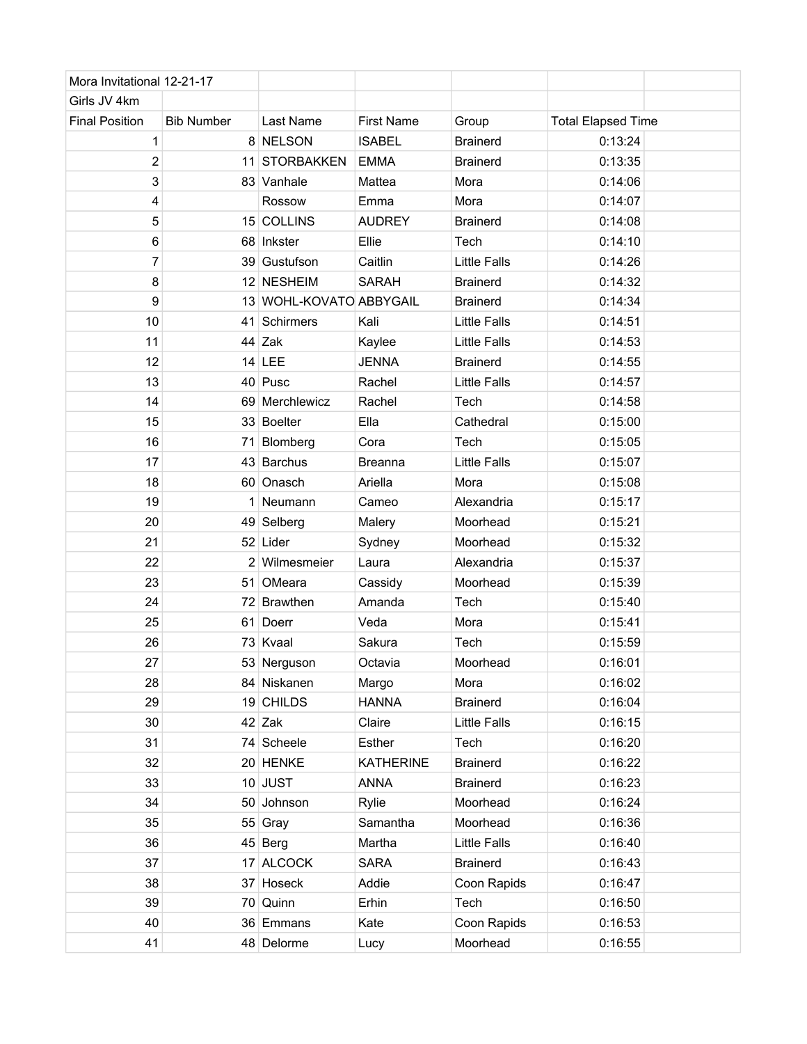| Mora Invitational 12-21-17 | | | | | |
|---|---|---|---|---|---|
| Girls JV 4km | | | | | |
| Final Position | Bib Number | Last Name | First Name | Group | Total Elapsed Time |
| 1 | 8 | NELSON | ISABEL | Brainerd | 0:13:24 |
| 2 | 11 | STORBAKKEN | EMMA | Brainerd | 0:13:35 |
| 3 | 83 | Vanhale | Mattea | Mora | 0:14:06 |
| 4 | | Rossow | Emma | Mora | 0:14:07 |
| 5 | 15 | COLLINS | AUDREY | Brainerd | 0:14:08 |
| 6 | 68 | Inkster | Ellie | Tech | 0:14:10 |
| 7 | 39 | Gustufson | Caitlin | Little Falls | 0:14:26 |
| 8 | 12 | NESHEIM | SARAH | Brainerd | 0:14:32 |
| 9 | 13 | WOHL-KOVATO | ABBYGAIL | Brainerd | 0:14:34 |
| 10 | 41 | Schirmers | Kali | Little Falls | 0:14:51 |
| 11 | 44 | Zak | Kaylee | Little Falls | 0:14:53 |
| 12 | 14 | LEE | JENNA | Brainerd | 0:14:55 |
| 13 | 40 | Pusc | Rachel | Little Falls | 0:14:57 |
| 14 | 69 | Merchlewicz | Rachel | Tech | 0:14:58 |
| 15 | 33 | Boelter | Ella | Cathedral | 0:15:00 |
| 16 | 71 | Blomberg | Cora | Tech | 0:15:05 |
| 17 | 43 | Barchus | Breanna | Little Falls | 0:15:07 |
| 18 | 60 | Onasch | Ariella | Mora | 0:15:08 |
| 19 | 1 | Neumann | Cameo | Alexandria | 0:15:17 |
| 20 | 49 | Selberg | Malery | Moorhead | 0:15:21 |
| 21 | 52 | Lider | Sydney | Moorhead | 0:15:32 |
| 22 | 2 | Wilmesmeier | Laura | Alexandria | 0:15:37 |
| 23 | 51 | OMeara | Cassidy | Moorhead | 0:15:39 |
| 24 | 72 | Brawthen | Amanda | Tech | 0:15:40 |
| 25 | 61 | Doerr | Veda | Mora | 0:15:41 |
| 26 | 73 | Kvaal | Sakura | Tech | 0:15:59 |
| 27 | 53 | Nerguson | Octavia | Moorhead | 0:16:01 |
| 28 | 84 | Niskanen | Margo | Mora | 0:16:02 |
| 29 | 19 | CHILDS | HANNA | Brainerd | 0:16:04 |
| 30 | 42 | Zak | Claire | Little Falls | 0:16:15 |
| 31 | 74 | Scheele | Esther | Tech | 0:16:20 |
| 32 | 20 | HENKE | KATHERINE | Brainerd | 0:16:22 |
| 33 | 10 | JUST | ANNA | Brainerd | 0:16:23 |
| 34 | 50 | Johnson | Rylie | Moorhead | 0:16:24 |
| 35 | 55 | Gray | Samantha | Moorhead | 0:16:36 |
| 36 | 45 | Berg | Martha | Little Falls | 0:16:40 |
| 37 | 17 | ALCOCK | SARA | Brainerd | 0:16:43 |
| 38 | 37 | Hoseck | Addie | Coon Rapids | 0:16:47 |
| 39 | 70 | Quinn | Erhin | Tech | 0:16:50 |
| 40 | 36 | Emmans | Kate | Coon Rapids | 0:16:53 |
| 41 | 48 | Delorme | Lucy | Moorhead | 0:16:55 |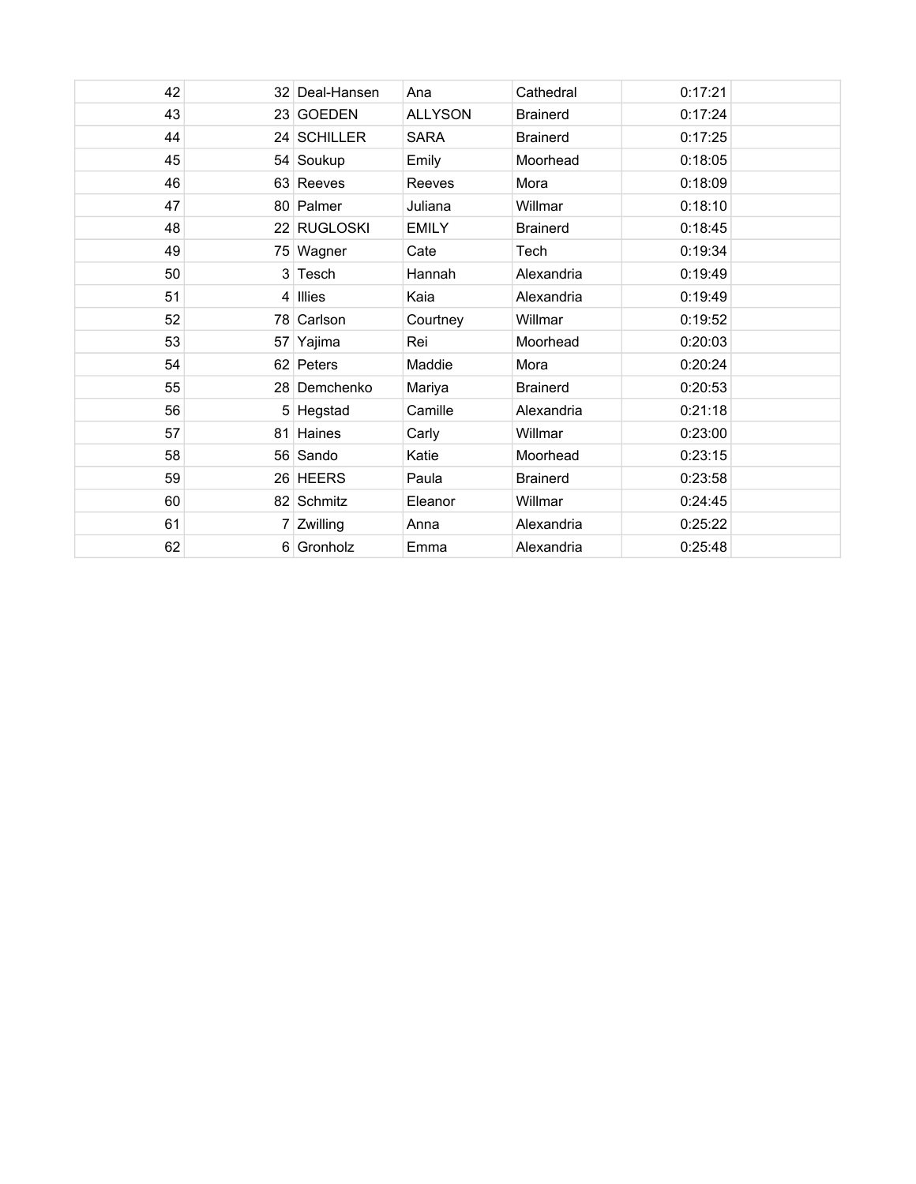| | | | | | | |
|---|---|---|---|---|---|---|
| 42 | 32 | Deal-Hansen | Ana | Cathedral | 0:17:21 | |
| 43 | 23 | GOEDEN | ALLYSON | Brainerd | 0:17:24 | |
| 44 | 24 | SCHILLER | SARA | Brainerd | 0:17:25 | |
| 45 | 54 | Soukup | Emily | Moorhead | 0:18:05 | |
| 46 | 63 | Reeves | Reeves | Mora | 0:18:09 | |
| 47 | 80 | Palmer | Juliana | Willmar | 0:18:10 | |
| 48 | 22 | RUGLOSKI | EMILY | Brainerd | 0:18:45 | |
| 49 | 75 | Wagner | Cate | Tech | 0:19:34 | |
| 50 | 3 | Tesch | Hannah | Alexandria | 0:19:49 | |
| 51 | 4 | Illies | Kaia | Alexandria | 0:19:49 | |
| 52 | 78 | Carlson | Courtney | Willmar | 0:19:52 | |
| 53 | 57 | Yajima | Rei | Moorhead | 0:20:03 | |
| 54 | 62 | Peters | Maddie | Mora | 0:20:24 | |
| 55 | 28 | Demchenko | Mariya | Brainerd | 0:20:53 | |
| 56 | 5 | Hegstad | Camille | Alexandria | 0:21:18 | |
| 57 | 81 | Haines | Carly | Willmar | 0:23:00 | |
| 58 | 56 | Sando | Katie | Moorhead | 0:23:15 | |
| 59 | 26 | HEERS | Paula | Brainerd | 0:23:58 | |
| 60 | 82 | Schmitz | Eleanor | Willmar | 0:24:45 | |
| 61 | 7 | Zwilling | Anna | Alexandria | 0:25:22 | |
| 62 | 6 | Gronholz | Emma | Alexandria | 0:25:48 | |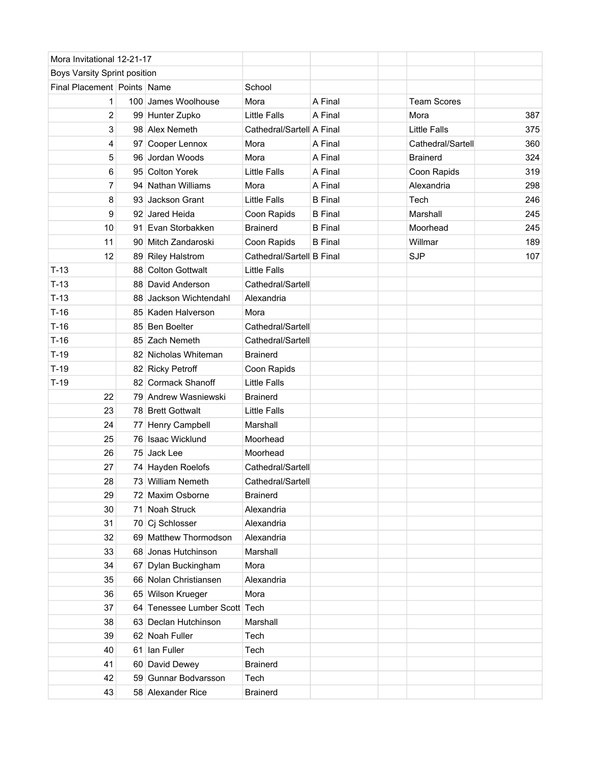| Mora Invitational 12-21-17 | | | | | | | |
|---|---|---|---|---|---|---|---|
| Boys Varsity Sprint position | | | | | | | |
| Final Placement | Points | Name | School | | | | |
| 1 | 100 | James Woolhouse | Mora | A Final | | Team Scores | |
| 2 | 99 | Hunter Zupko | Little Falls | A Final | | Mora | 387 |
| 3 | 98 | Alex Nemeth | Cathedral/Sartell | A Final | | Little Falls | 375 |
| 4 | 97 | Cooper Lennox | Mora | A Final | | Cathedral/Sartell | 360 |
| 5 | 96 | Jordan Woods | Mora | A Final | | Brainerd | 324 |
| 6 | 95 | Colton Yorek | Little Falls | A Final | | Coon Rapids | 319 |
| 7 | 94 | Nathan Williams | Mora | A Final | | Alexandria | 298 |
| 8 | 93 | Jackson Grant | Little Falls | B Final | | Tech | 246 |
| 9 | 92 | Jared Heida | Coon Rapids | B Final | | Marshall | 245 |
| 10 | 91 | Evan Storbakken | Brainerd | B Final | | Moorhead | 245 |
| 11 | 90 | Mitch Zandaroski | Coon Rapids | B Final | | Willmar | 189 |
| 12 | 89 | Riley Halstrom | Cathedral/Sartell | B Final | | SJP | 107 |
| T-13 | 88 | Colton Gottwalt | Little Falls | | | | |
| T-13 | 88 | David Anderson | Cathedral/Sartell | | | | |
| T-13 | 88 | Jackson Wichtendahl | Alexandria | | | | |
| T-16 | 85 | Kaden Halverson | Mora | | | | |
| T-16 | 85 | Ben Boelter | Cathedral/Sartell | | | | |
| T-16 | 85 | Zach Nemeth | Cathedral/Sartell | | | | |
| T-19 | 82 | Nicholas Whiteman | Brainerd | | | | |
| T-19 | 82 | Ricky Petroff | Coon Rapids | | | | |
| T-19 | 82 | Cormack Shanoff | Little Falls | | | | |
| 22 | 79 | Andrew Wasniewski | Brainerd | | | | |
| 23 | 78 | Brett Gottwalt | Little Falls | | | | |
| 24 | 77 | Henry Campbell | Marshall | | | | |
| 25 | 76 | Isaac Wicklund | Moorhead | | | | |
| 26 | 75 | Jack Lee | Moorhead | | | | |
| 27 | 74 | Hayden Roelofs | Cathedral/Sartell | | | | |
| 28 | 73 | William Nemeth | Cathedral/Sartell | | | | |
| 29 | 72 | Maxim Osborne | Brainerd | | | | |
| 30 | 71 | Noah Struck | Alexandria | | | | |
| 31 | 70 | Cj Schlosser | Alexandria | | | | |
| 32 | 69 | Matthew Thormodson | Alexandria | | | | |
| 33 | 68 | Jonas Hutchinson | Marshall | | | | |
| 34 | 67 | Dylan Buckingham | Mora | | | | |
| 35 | 66 | Nolan Christiansen | Alexandria | | | | |
| 36 | 65 | Wilson Krueger | Mora | | | | |
| 37 | 64 | Tenessee Lumber Scott | Tech | | | | |
| 38 | 63 | Declan Hutchinson | Marshall | | | | |
| 39 | 62 | Noah Fuller | Tech | | | | |
| 40 | 61 | Ian Fuller | Tech | | | | |
| 41 | 60 | David Dewey | Brainerd | | | | |
| 42 | 59 | Gunnar Bodvarsson | Tech | | | | |
| 43 | 58 | Alexander Rice | Brainerd | | | | |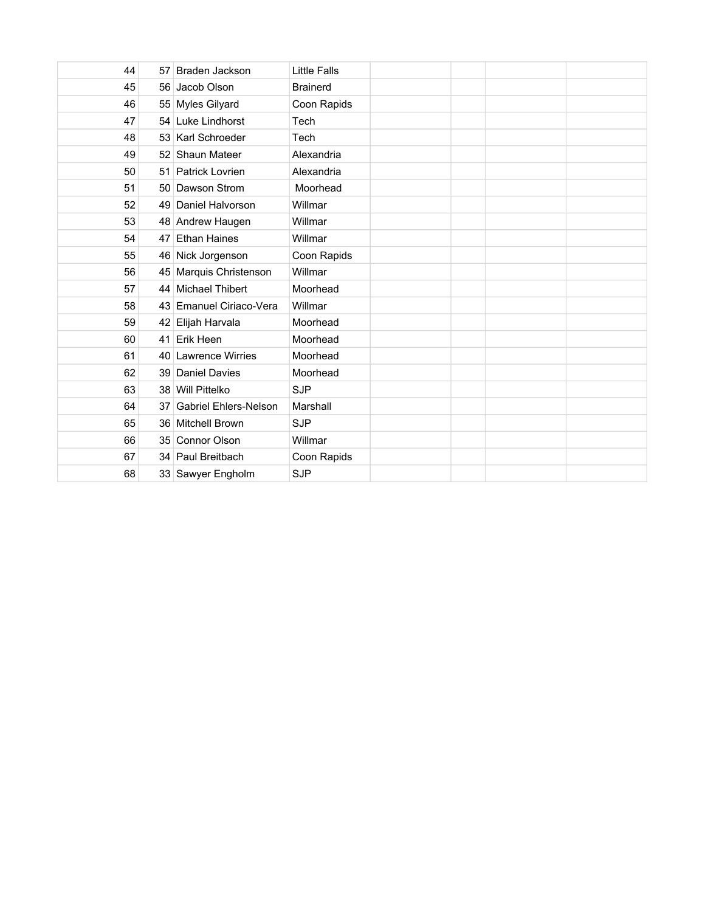| | | | | | | | |
|---|---|---|---|---|---|---|---|
| 44 | 57 | Braden Jackson | Little Falls | | | | |
| 45 | 56 | Jacob Olson | Brainerd | | | | |
| 46 | 55 | Myles Gilyard | Coon Rapids | | | | |
| 47 | 54 | Luke Lindhorst | Tech | | | | |
| 48 | 53 | Karl Schroeder | Tech | | | | |
| 49 | 52 | Shaun Mateer | Alexandria | | | | |
| 50 | 51 | Patrick Lovrien | Alexandria | | | | |
| 51 | 50 | Dawson Strom | Moorhead | | | | |
| 52 | 49 | Daniel Halvorson | Willmar | | | | |
| 53 | 48 | Andrew Haugen | Willmar | | | | |
| 54 | 47 | Ethan Haines | Willmar | | | | |
| 55 | 46 | Nick Jorgenson | Coon Rapids | | | | |
| 56 | 45 | Marquis Christenson | Willmar | | | | |
| 57 | 44 | Michael Thibert | Moorhead | | | | |
| 58 | 43 | Emanuel Ciriaco-Vera | Willmar | | | | |
| 59 | 42 | Elijah Harvala | Moorhead | | | | |
| 60 | 41 | Erik Heen | Moorhead | | | | |
| 61 | 40 | Lawrence Wirries | Moorhead | | | | |
| 62 | 39 | Daniel Davies | Moorhead | | | | |
| 63 | 38 | Will Pittelko | SJP | | | | |
| 64 | 37 | Gabriel Ehlers-Nelson | Marshall | | | | |
| 65 | 36 | Mitchell Brown | SJP | | | | |
| 66 | 35 | Connor Olson | Willmar | | | | |
| 67 | 34 | Paul Breitbach | Coon Rapids | | | | |
| 68 | 33 | Sawyer Engholm | SJP | | | | |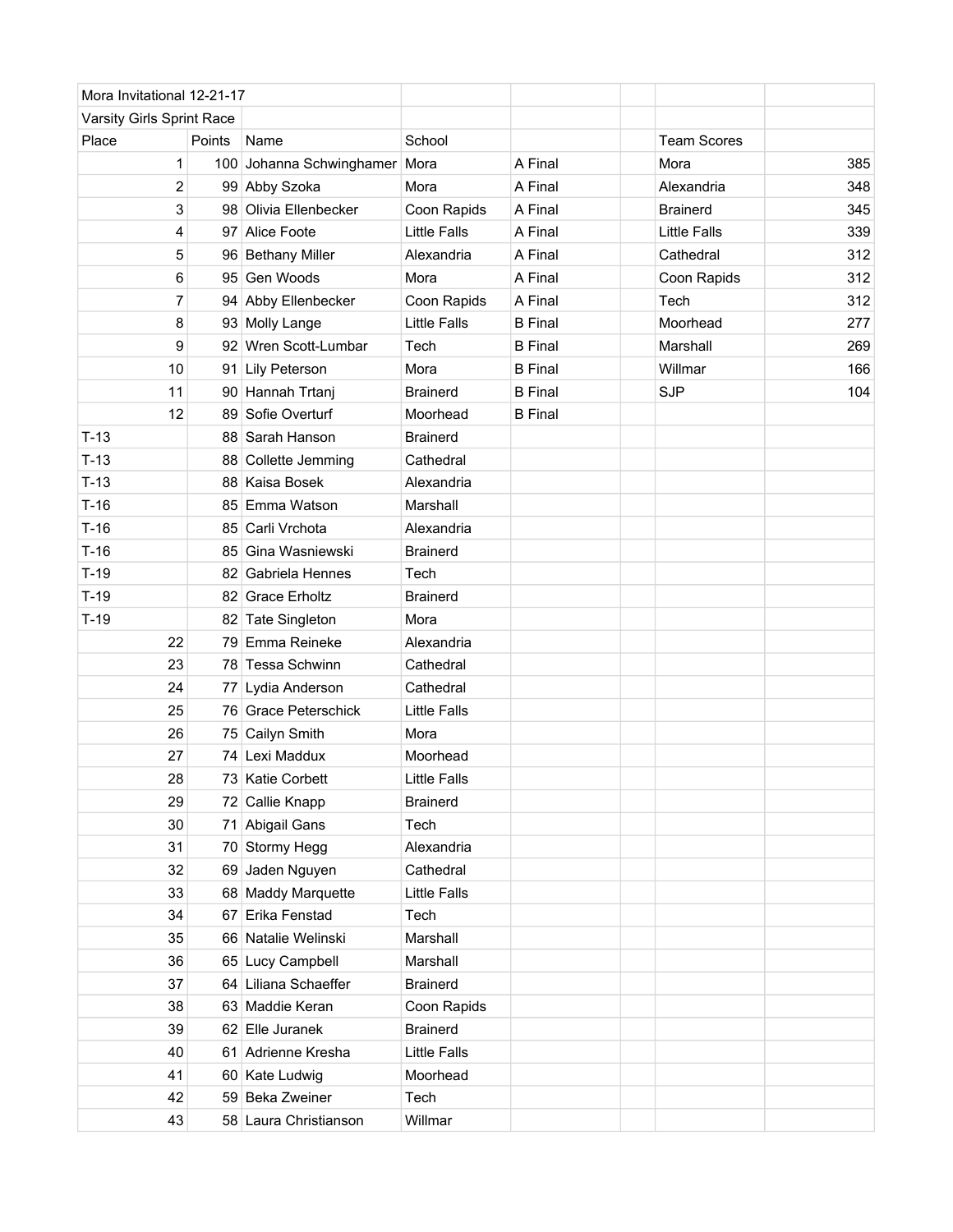| Mora Invitational 12-21-17 | | | | | | | |
|---|---|---|---|---|---|---|---|
| Varsity Girls Sprint Race | | | | | | | |
| Place | Points | Name | School | | | Team Scores | |
| 1 | 100 | Johanna Schwinghamer | Mora | A Final | | Mora | 385 |
| 2 | 99 | Abby Szoka | Mora | A Final | | Alexandria | 348 |
| 3 | 98 | Olivia Ellenbecker | Coon Rapids | A Final | | Brainerd | 345 |
| 4 | 97 | Alice Foote | Little Falls | A Final | | Little Falls | 339 |
| 5 | 96 | Bethany Miller | Alexandria | A Final | | Cathedral | 312 |
| 6 | 95 | Gen Woods | Mora | A Final | | Coon Rapids | 312 |
| 7 | 94 | Abby Ellenbecker | Coon Rapids | A Final | | Tech | 312 |
| 8 | 93 | Molly Lange | Little Falls | B Final | | Moorhead | 277 |
| 9 | 92 | Wren Scott-Lumbar | Tech | B Final | | Marshall | 269 |
| 10 | 91 | Lily Peterson | Mora | B Final | | Willmar | 166 |
| 11 | 90 | Hannah Trtanj | Brainerd | B Final | | SJP | 104 |
| 12 | 89 | Sofie Overturf | Moorhead | B Final | | | |
| T-13 | 88 | Sarah Hanson | Brainerd | | | | |
| T-13 | 88 | Collette Jemming | Cathedral | | | | |
| T-13 | 88 | Kaisa Bosek | Alexandria | | | | |
| T-16 | 85 | Emma Watson | Marshall | | | | |
| T-16 | 85 | Carli Vrchota | Alexandria | | | | |
| T-16 | 85 | Gina Wasniewski | Brainerd | | | | |
| T-19 | 82 | Gabriela Hennes | Tech | | | | |
| T-19 | 82 | Grace Erholtz | Brainerd | | | | |
| T-19 | 82 | Tate Singleton | Mora | | | | |
| 22 | 79 | Emma Reineke | Alexandria | | | | |
| 23 | 78 | Tessa Schwinn | Cathedral | | | | |
| 24 | 77 | Lydia Anderson | Cathedral | | | | |
| 25 | 76 | Grace Peterschick | Little Falls | | | | |
| 26 | 75 | Cailyn Smith | Mora | | | | |
| 27 | 74 | Lexi Maddux | Moorhead | | | | |
| 28 | 73 | Katie Corbett | Little Falls | | | | |
| 29 | 72 | Callie Knapp | Brainerd | | | | |
| 30 | 71 | Abigail Gans | Tech | | | | |
| 31 | 70 | Stormy Hegg | Alexandria | | | | |
| 32 | 69 | Jaden Nguyen | Cathedral | | | | |
| 33 | 68 | Maddy Marquette | Little Falls | | | | |
| 34 | 67 | Erika Fenstad | Tech | | | | |
| 35 | 66 | Natalie Welinski | Marshall | | | | |
| 36 | 65 | Lucy Campbell | Marshall | | | | |
| 37 | 64 | Liliana Schaeffer | Brainerd | | | | |
| 38 | 63 | Maddie Keran | Coon Rapids | | | | |
| 39 | 62 | Elle Juranek | Brainerd | | | | |
| 40 | 61 | Adrienne Kresha | Little Falls | | | | |
| 41 | 60 | Kate Ludwig | Moorhead | | | | |
| 42 | 59 | Beka Zweiner | Tech | | | | |
| 43 | 58 | Laura Christianson | Willmar | | | | |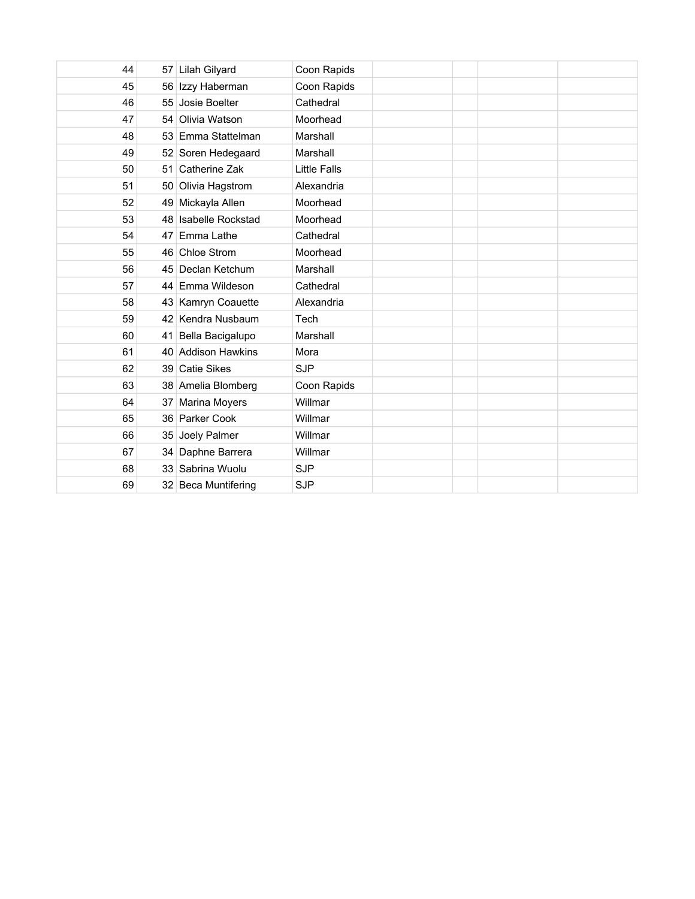| | | | | | | | |
|---|---|---|---|---|---|---|---|
| 44 | 57 | Lilah Gilyard | Coon Rapids | | | | |
| 45 | 56 | Izzy Haberman | Coon Rapids | | | | |
| 46 | 55 | Josie Boelter | Cathedral | | | | |
| 47 | 54 | Olivia Watson | Moorhead | | | | |
| 48 | 53 | Emma Stattelman | Marshall | | | | |
| 49 | 52 | Soren Hedegaard | Marshall | | | | |
| 50 | 51 | Catherine Zak | Little Falls | | | | |
| 51 | 50 | Olivia Hagstrom | Alexandria | | | | |
| 52 | 49 | Mickayla Allen | Moorhead | | | | |
| 53 | 48 | Isabelle Rockstad | Moorhead | | | | |
| 54 | 47 | Emma Lathe | Cathedral | | | | |
| 55 | 46 | Chloe Strom | Moorhead | | | | |
| 56 | 45 | Declan Ketchum | Marshall | | | | |
| 57 | 44 | Emma Wildeson | Cathedral | | | | |
| 58 | 43 | Kamryn Coauette | Alexandria | | | | |
| 59 | 42 | Kendra Nusbaum | Tech | | | | |
| 60 | 41 | Bella Bacigalupo | Marshall | | | | |
| 61 | 40 | Addison Hawkins | Mora | | | | |
| 62 | 39 | Catie Sikes | SJP | | | | |
| 63 | 38 | Amelia Blomberg | Coon Rapids | | | | |
| 64 | 37 | Marina Moyers | Willmar | | | | |
| 65 | 36 | Parker Cook | Willmar | | | | |
| 66 | 35 | Joely Palmer | Willmar | | | | |
| 67 | 34 | Daphne Barrera | Willmar | | | | |
| 68 | 33 | Sabrina Wuolu | SJP | | | | |
| 69 | 32 | Beca Muntifering | SJP | | | | |